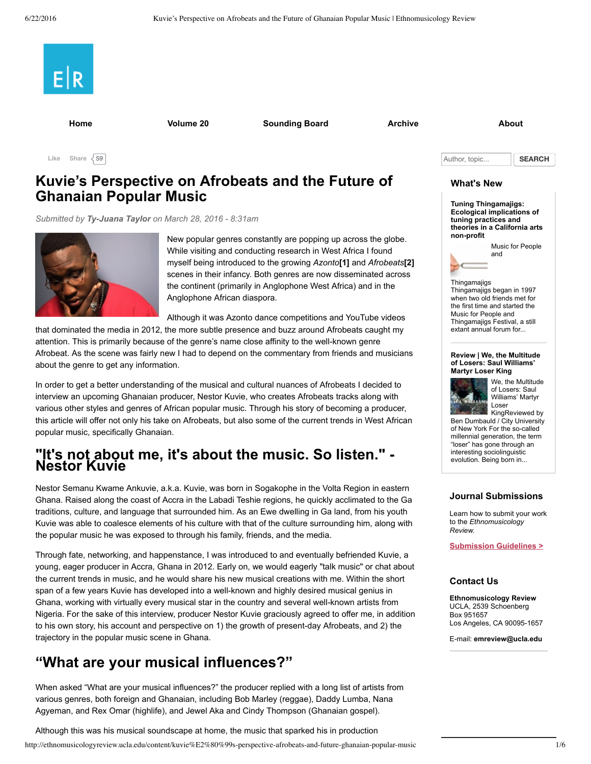# Kuvie's Perspective on Afrobeats and the Future of Ghanaian Popular Music

*Submitted by* ***Ty-Juana Taylor*** *on March 28, 2016 - 8:31am*

New popular genres constantly are popping up across the globe. While visiting and conducting research in West Africa I found myself being introduced to the growing *Azonto*[1] and *Afrobeats*[2] scenes in their infancy. Both genres are now disseminated across the continent (primarily in Anglophone West Africa) and in the Anglophone African diaspora.

Although it was Azonto dance competitions and YouTube videos that dominated the media in 2012, the more subtle presence and buzz around Afrobeats caught my attention. This is primarily because of the genre's name close affinity to the well-known genre Afrobeat. As the scene was fairly new I had to depend on the commentary from friends and musicians about the genre to get any information.

In order to get a better understanding of the musical and cultural nuances of Afrobeats I decided to interview an upcoming Ghanaian producer, Nestor Kuvie, who creates Afrobeats tracks along with various other styles and genres of African popular music. Through his story of becoming a producer, this article will offer not only his take on Afrobeats, but also some of the current trends in West African popular music, specifically Ghanaian.

## "It's not about me, it's about the music. So listen." - Nestor Kuvie

Nestor Semanu Kwame Ankuvie, a.k.a. Kuvie, was born in Sogakophe in the Volta Region in eastern Ghana. Raised along the coast of Accra in the Labadi Teshie regions, he quickly acclimated to the Ga traditions, culture, and language that surrounded him. As an Ewe dwelling in Ga land, from his youth Kuvie was able to coalesce elements of his culture with that of the culture surrounding him, along with the popular music he was exposed to through his family, friends, and the media.

Through fate, networking, and happenstance, I was introduced to and eventually befriended Kuvie, a young, eager producer in Accra, Ghana in 2012. Early on, we would eagerly "talk music" or chat about the current trends in music, and he would share his new musical creations with me. Within the short span of a few years Kuvie has developed into a well-known and highly desired musical genius in Ghana, working with virtually every musical star in the country and several well-known artists from Nigeria. For the sake of this interview, producer Nestor Kuvie graciously agreed to offer me, in addition to his own story, his account and perspective on 1) the growth of present-day Afrobeats, and 2) the trajectory in the popular music scene in Ghana.

## "What are your musical influences?"

When asked "What are your musical influences?" the producer replied with a long list of artists from various genres, both foreign and Ghanaian, including Bob Marley (reggae), Daddy Lumba, Nana Agyeman, and Rex Omar (highlife), and Jewel Aka and Cindy Thompson (Ghanaian gospel).

Although this was his musical soundscape at home, the music that sparked his in production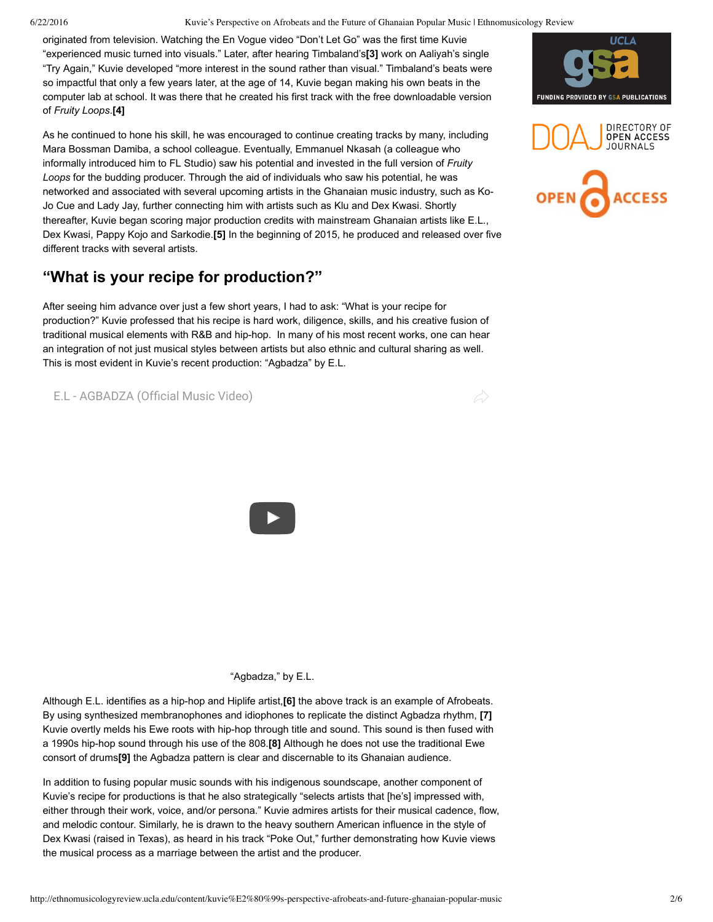originated from television. Watching the En Vogue video "Don't Let Go" was the first time Kuvie "experienced music turned into visuals." Later, after hearing Timbaland's**[3]** work on Aaliyah's single "Try Again," Kuvie developed "more interest in the sound rather than visual." Timbaland's beats were so impactful that only a few years later, at the age of 14, Kuvie began making his own beats in the computer lab at school. It was there that he created his first track with the free downloadable version of *Fruity Loops*.**[4]**

As he continued to hone his skill, he was encouraged to continue creating tracks by many, including Mara Bossman Damiba, a school colleague. Eventually, Emmanuel Nkasah (a colleague who informally introduced him to FL Studio) saw his potential and invested in the full version of *Fruity Loops* for the budding producer. Through the aid of individuals who saw his potential, he was networked and associated with several upcoming artists in the Ghanaian music industry, such as Ko-Jo Cue and Lady Jay, further connecting him with artists such as Klu and Dex Kwasi. Shortly thereafter, Kuvie began scoring major production credits with mainstream Ghanaian artists like E.L., Dex Kwasi, Pappy Kojo and Sarkodie.**[5]** In the beginning of 2015, he produced and released over five different tracks with several artists.

## "What is your recipe for production?"

After seeing him advance over just a few short years, I had to ask: "What is your recipe for production?" Kuvie professed that his recipe is hard work, diligence, skills, and his creative fusion of traditional musical elements with R&B and hip-hop. In many of his most recent works, one can hear an integration of not just musical styles between artists but also ethnic and cultural sharing as well. This is most evident in Kuvie's recent production: "Agbadza" by E.L.

E.L - AGBADZA (Official Music Video)

"Agbadza," by E.L.

Although E.L. identifies as a hip-hop and Hiplife artist,**[6]** the above track is an example of Afrobeats. By using synthesized membranophones and idiophones to replicate the distinct Agbadza rhythm, **[7]** Kuvie overtly melds his Ewe roots with hip-hop through title and sound. This sound is then fused with a 1990s hip-hop sound through his use of the 808.**[8]** Although he does not use the traditional Ewe consort of drums**[9]** the Agbadza pattern is clear and discernable to its Ghanaian audience.

In addition to fusing popular music sounds with his indigenous soundscape, another component of Kuvie's recipe for productions is that he also strategically "selects artists that [he's] impressed with, either through their work, voice, and/or persona." Kuvie admires artists for their musical cadence, flow, and melodic contour. Similarly, he is drawn to the heavy southern American influence in the style of Dex Kwasi (raised in Texas), as heard in his track "Poke Out," further demonstrating how Kuvie views the musical process as a marriage between the artist and the producer.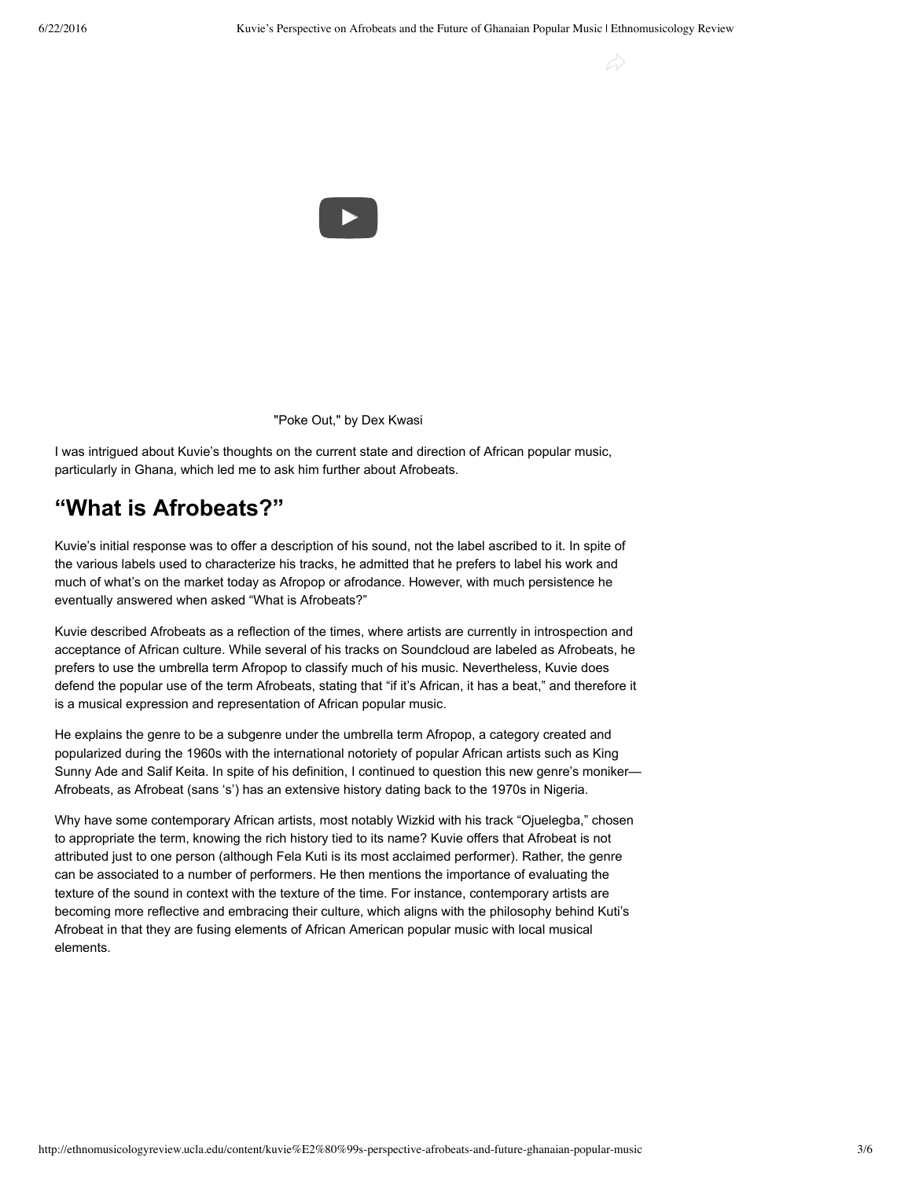"Poke Out," by Dex Kwasi

I was intrigued about Kuvie's thoughts on the current state and direction of African popular music, particularly in Ghana, which led me to ask him further about Afrobeats.

## "What is Afrobeats?"

Kuvie's initial response was to offer a description of his sound, not the label ascribed to it. In spite of the various labels used to characterize his tracks, he admitted that he prefers to label his work and much of what's on the market today as Afropop or afrodance. However, with much persistence he eventually answered when asked "What is Afrobeats?"

Kuvie described Afrobeats as a reflection of the times, where artists are currently in introspection and acceptance of African culture. While several of his tracks on Soundcloud are labeled as Afrobeats, he prefers to use the umbrella term Afropop to classify much of his music. Nevertheless, Kuvie does defend the popular use of the term Afrobeats, stating that "if it's African, it has a beat," and therefore it is a musical expression and representation of African popular music.

He explains the genre to be a subgenre under the umbrella term Afropop, a category created and popularized during the 1960s with the international notoriety of popular African artists such as King Sunny Ade and Salif Keita. In spite of his definition, I continued to question this new genre's moniker—Afrobeats, as Afrobeat (sans 's') has an extensive history dating back to the 1970s in Nigeria.

Why have some contemporary African artists, most notably Wizkid with his track "Ojuelegba," chosen to appropriate the term, knowing the rich history tied to its name? Kuvie offers that Afrobeat is not attributed just to one person (although Fela Kuti is its most acclaimed performer). Rather, the genre can be associated to a number of performers. He then mentions the importance of evaluating the texture of the sound in context with the texture of the time. For instance, contemporary artists are becoming more reflective and embracing their culture, which aligns with the philosophy behind Kuti's Afrobeat in that they are fusing elements of African American popular music with local musical elements.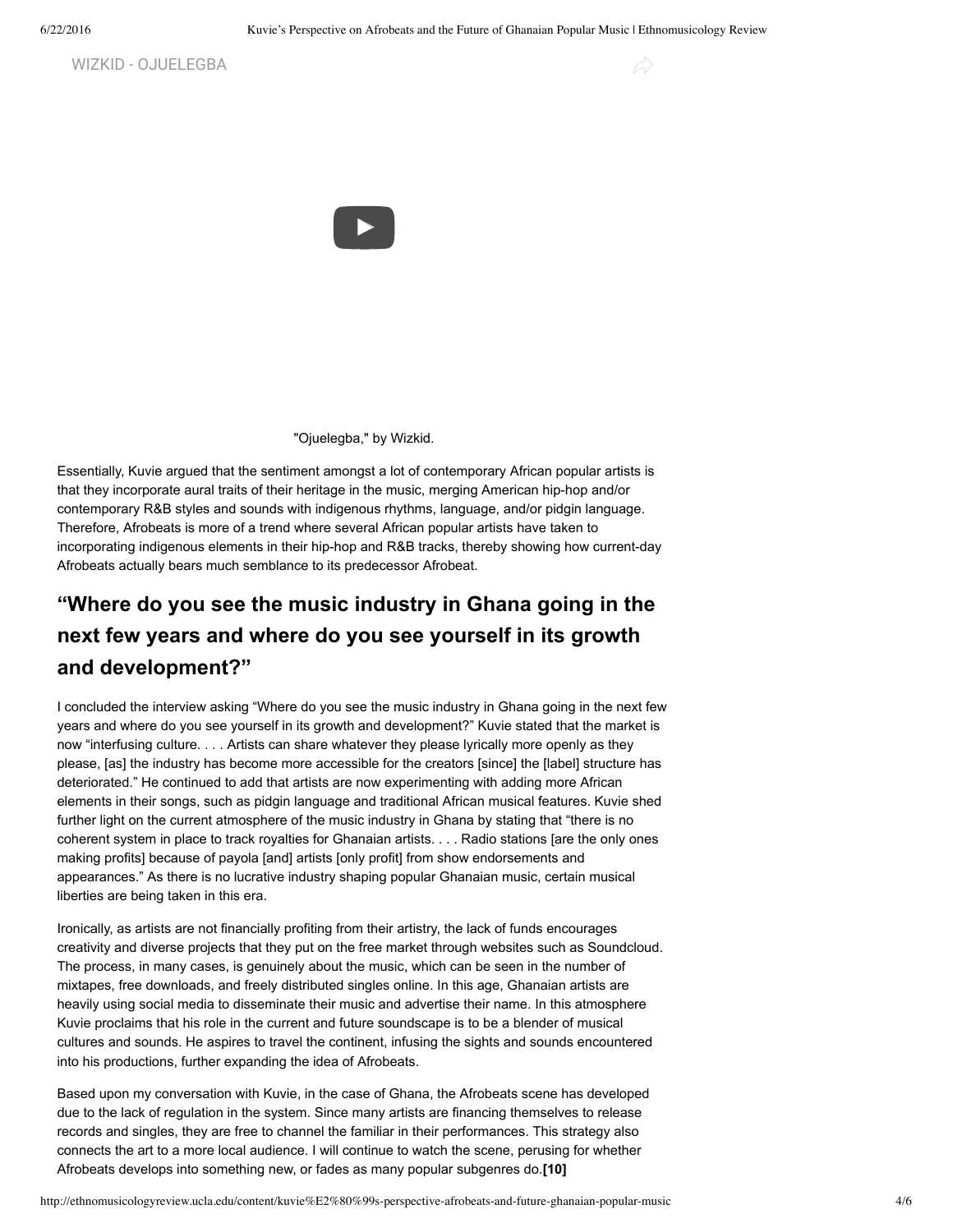WIZKID - OJUELEGBA

"Ojuelegba," by Wizkid.

Essentially, Kuvie argued that the sentiment amongst a lot of contemporary African popular artists is that they incorporate aural traits of their heritage in the music, merging American hip-hop and/or contemporary R&B styles and sounds with indigenous rhythms, language, and/or pidgin language. Therefore, Afrobeats is more of a trend where several African popular artists have taken to incorporating indigenous elements in their hip-hop and R&B tracks, thereby showing how current-day Afrobeats actually bears much semblance to its predecessor Afrobeat.

## “Where do you see the music industry in Ghana going in the next few years and where do you see yourself in its growth and development?”

I concluded the interview asking “Where do you see the music industry in Ghana going in the next few years and where do you see yourself in its growth and development?” Kuvie stated that the market is now “interfusing culture. . . . Artists can share whatever they please lyrically more openly as they please, [as] the industry has become more accessible for the creators [since] the [label] structure has deteriorated.” He continued to add that artists are now experimenting with adding more African elements in their songs, such as pidgin language and traditional African musical features. Kuvie shed further light on the current atmosphere of the music industry in Ghana by stating that “there is no coherent system in place to track royalties for Ghanaian artists. . . . Radio stations [are the only ones making profits] because of payola [and] artists [only profit] from show endorsements and appearances.” As there is no lucrative industry shaping popular Ghanaian music, certain musical liberties are being taken in this era.

Ironically, as artists are not financially profiting from their artistry, the lack of funds encourages creativity and diverse projects that they put on the free market through websites such as Soundcloud. The process, in many cases, is genuinely about the music, which can be seen in the number of mixtapes, free downloads, and freely distributed singles online. In this age, Ghanaian artists are heavily using social media to disseminate their music and advertise their name. In this atmosphere Kuvie proclaims that his role in the current and future soundscape is to be a blender of musical cultures and sounds. He aspires to travel the continent, infusing the sights and sounds encountered into his productions, further expanding the idea of Afrobeats.

Based upon my conversation with Kuvie, in the case of Ghana, the Afrobeats scene has developed due to the lack of regulation in the system. Since many artists are financing themselves to release records and singles, they are free to channel the familiar in their performances. This strategy also connects the art to a more local audience. I will continue to watch the scene, perusing for whether Afrobeats develops into something new, or fades as many popular subgenres do.**[10]**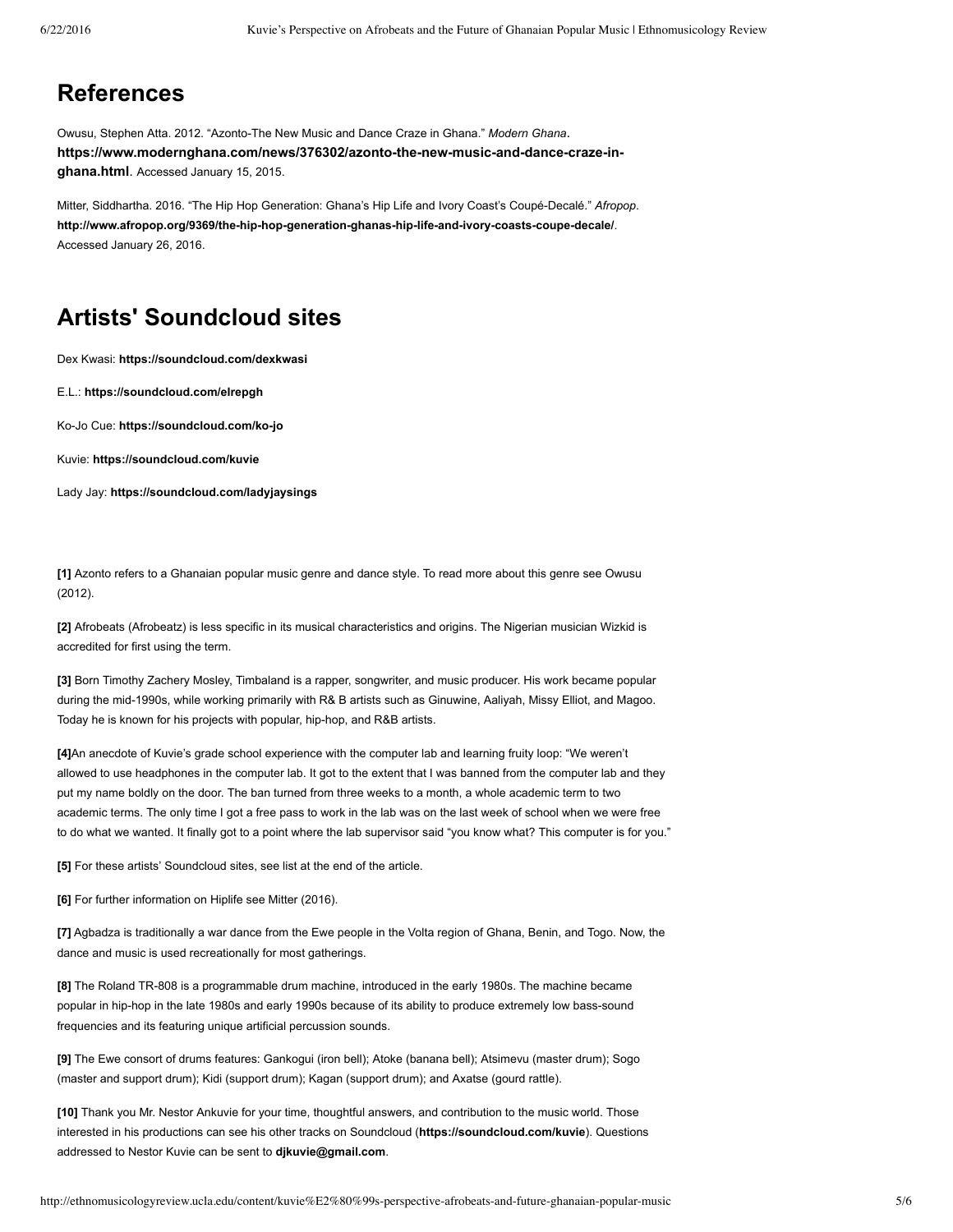# References

Owusu, Stephen Atta. 2012. "Azonto-The New Music and Dance Craze in Ghana." *Modern Ghana*. **https://www.modernghana.com/news/376302/azonto-the-new-music-and-dance-craze-in-ghana.html**. Accessed January 15, 2015.

Mitter, Siddhartha. 2016. "The Hip Hop Generation: Ghana's Hip Life and Ivory Coast's Coupé-Decalé." *Afropop*. **http://www.afropop.org/9369/the-hip-hop-generation-ghanas-hip-life-and-ivory-coasts-coupe-decale/**. Accessed January 26, 2016.

# Artists' Soundcloud sites

Dex Kwasi: **https://soundcloud.com/dexkwasi**

E.L.: **https://soundcloud.com/elrepgh**

Ko-Jo Cue: **https://soundcloud.com/ko-jo**

Kuvie: **https://soundcloud.com/kuvie**

Lady Jay: **https://soundcloud.com/ladyjaysings**

**[1]** Azonto refers to a Ghanaian popular music genre and dance style. To read more about this genre see Owusu (2012).

**[2]** Afrobeats (Afrobeatz) is less specific in its musical characteristics and origins. The Nigerian musician Wizkid is accredited for first using the term.

**[3]** Born Timothy Zachery Mosley, Timbaland is a rapper, songwriter, and music producer. His work became popular during the mid-1990s, while working primarily with R& B artists such as Ginuwine, Aaliyah, Missy Elliot, and Magoo. Today he is known for his projects with popular, hip-hop, and R&B artists.

**[4]**An anecdote of Kuvie's grade school experience with the computer lab and learning fruity loop: "We weren't allowed to use headphones in the computer lab. It got to the extent that I was banned from the computer lab and they put my name boldly on the door. The ban turned from three weeks to a month, a whole academic term to two academic terms. The only time I got a free pass to work in the lab was on the last week of school when we were free to do what we wanted. It finally got to a point where the lab supervisor said "you know what? This computer is for you."

**[5]** For these artists' Soundcloud sites, see list at the end of the article.

**[6]** For further information on Hiplife see Mitter (2016).

**[7]** Agbadza is traditionally a war dance from the Ewe people in the Volta region of Ghana, Benin, and Togo. Now, the dance and music is used recreationally for most gatherings.

**[8]** The Roland TR-808 is a programmable drum machine, introduced in the early 1980s. The machine became popular in hip-hop in the late 1980s and early 1990s because of its ability to produce extremely low bass-sound frequencies and its featuring unique artificial percussion sounds.

**[9]** The Ewe consort of drums features: Gankogui (iron bell); Atoke (banana bell); Atsimevu (master drum); Sogo (master and support drum); Kidi (support drum); Kagan (support drum); and Axatse (gourd rattle).

**[10]** Thank you Mr. Nestor Ankuvie for your time, thoughtful answers, and contribution to the music world. Those interested in his productions can see his other tracks on Soundcloud (**https://soundcloud.com/kuvie**). Questions addressed to Nestor Kuvie can be sent to **djkuvie@gmail.com**.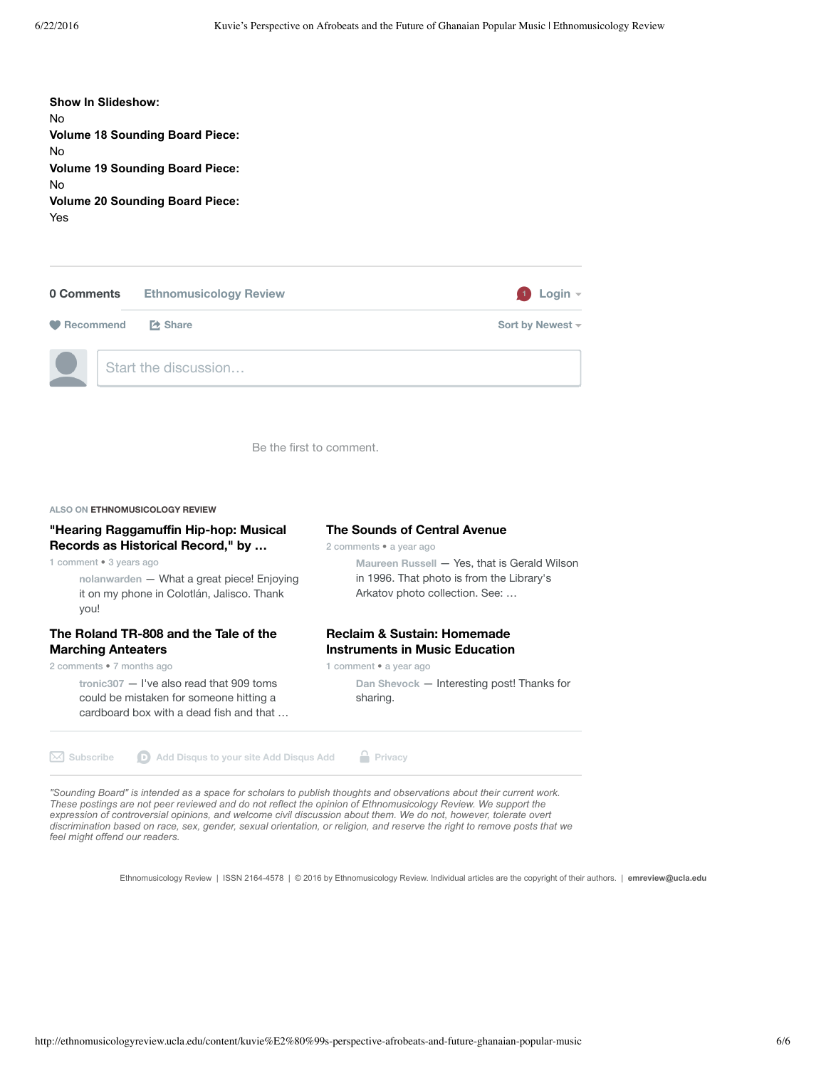**Show In Slideshow:**
No
**Volume 18 Sounding Board Piece:**
No
**Volume 19 Sounding Board Piece:**
No
**Volume 20 Sounding Board Piece:**
Yes

0 Comments Ethnomusicology Review 1 Login

Recommend Share Sort by Newest

Start the discussion…

Be the first to comment.

ALSO ON **ETHNOMUSICOLOGY REVIEW**

**"Hearing Raggamuffin Hip-hop: Musical Records as Historical Record," by …**

1 comment • 3 years ago

nolanwarden — What a great piece! Enjoying it on my phone in Colotlán, Jalisco. Thank you!

**The Sounds of Central Avenue**

2 comments • a year ago

Maureen Russell — Yes, that is Gerald Wilson in 1996. That photo is from the Library's Arkatov photo collection. See: …

**The Roland TR-808 and the Tale of the Marching Anteaters**

2 comments • 7 months ago

tronic307 — I've also read that 909 toms could be mistaken for someone hitting a cardboard box with a dead fish and that …

**Reclaim & Sustain: Homemade Instruments in Music Education**

1 comment • a year ago

Dan Shevock — Interesting post! Thanks for sharing.

Subscribe Add Disqus to your site Add Disqus Add Privacy

*"Sounding Board" is intended as a space for scholars to publish thoughts and observations about their current work. These postings are not peer reviewed and do not reflect the opinion of Ethnomusicology Review. We support the expression of controversial opinions, and welcome civil discussion about them. We do not, however, tolerate overt discrimination based on race, sex, gender, sexual orientation, or religion, and reserve the right to remove posts that we feel might offend our readers.*

Ethnomusicology Review | ISSN 2164-4578 | © 2016 by Ethnomusicology Review. Individual articles are the copyright of their authors. | **emreview@ucla.edu**